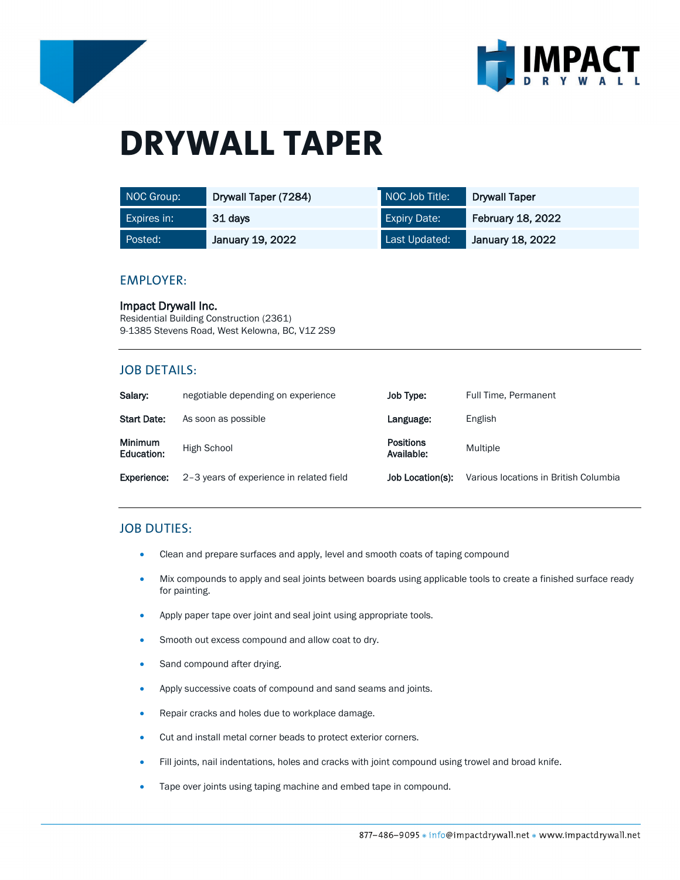# DRYWALL TAPER

| NOC Group: | Drywall Taper (7284) | NOC Job Title: | Drywall Taper |
|---|---|---|---|
| Expires in: | 31 days | Expiry Date: | February 18, 2022 |
| Posted: | January 19, 2022 | Last Updated: | January 18, 2022 |

## EMPLOYER:

**Impact Drywall Inc.**
Residential Building Construction (2361)
9-1385 Stevens Road, West Kelowna, BC, V1Z 2S9

## JOB DETAILS:

| | | | |
|---|---|---|---|
| **Salary:** | negotiable depending on experience | **Job Type:** | Full Time, Permanent |
| **Start Date:** | As soon as possible | **Language:** | English |
| **Minimum Education:** | High School | **Positions Available:** | Multiple |
| **Experience:** | 2–3 years of experience in related field | **Job Location(s):** | Various locations in British Columbia |

## JOB DUTIES:

- Clean and prepare surfaces and apply, level and smooth coats of taping compound
- Mix compounds to apply and seal joints between boards using applicable tools to create a finished surface ready for painting.
- Apply paper tape over joint and seal joint using appropriate tools.
- Smooth out excess compound and allow coat to dry.
- Sand compound after drying.
- Apply successive coats of compound and sand seams and joints.
- Repair cracks and holes due to workplace damage.
- Cut and install metal corner beads to protect exterior corners.
- Fill joints, nail indentations, holes and cracks with joint compound using trowel and broad knife.
- Tape over joints using taping machine and embed tape in compound.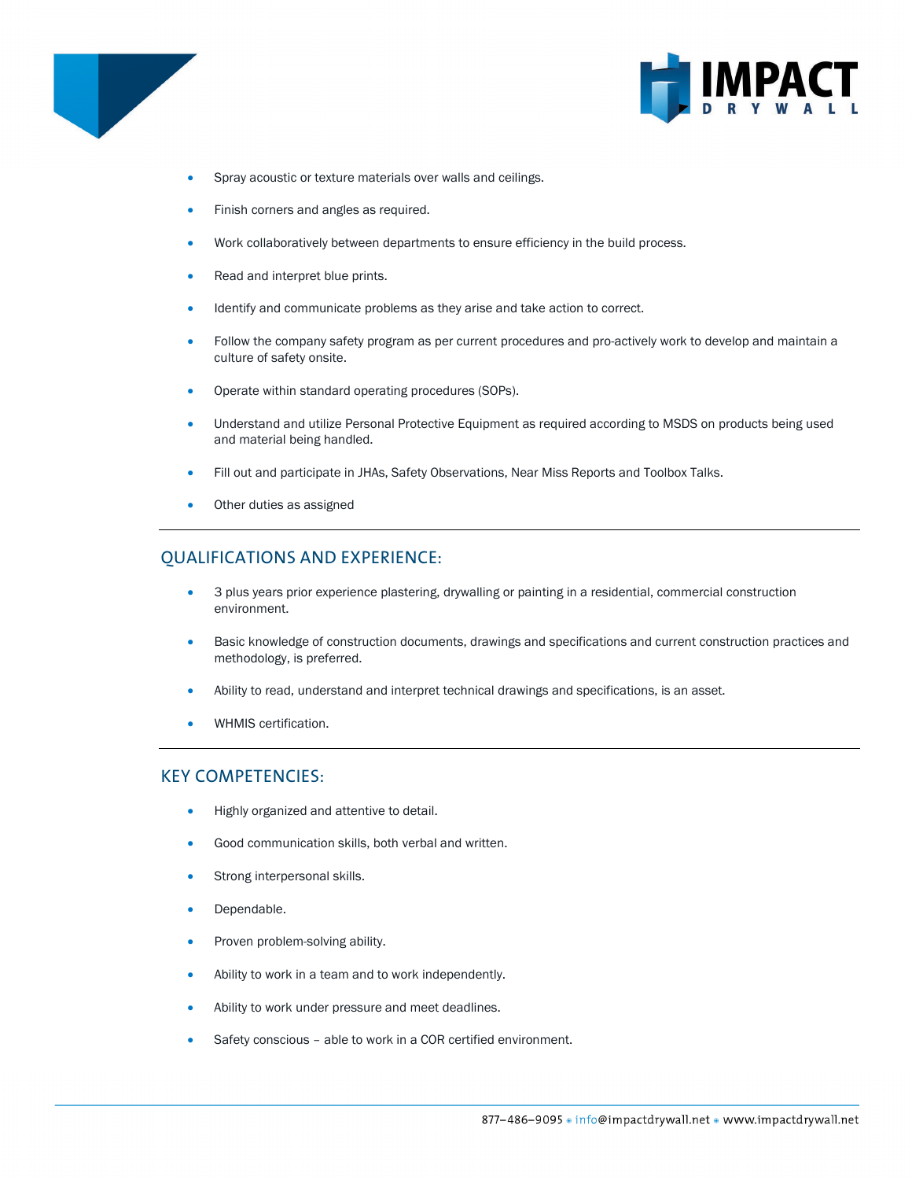- Spray acoustic or texture materials over walls and ceilings.
- Finish corners and angles as required.
- Work collaboratively between departments to ensure efficiency in the build process.
- Read and interpret blue prints.
- Identify and communicate problems as they arise and take action to correct.
- Follow the company safety program as per current procedures and pro-actively work to develop and maintain a culture of safety onsite.
- Operate within standard operating procedures (SOPs).
- Understand and utilize Personal Protective Equipment as required according to MSDS on products being used and material being handled.
- Fill out and participate in JHAs, Safety Observations, Near Miss Reports and Toolbox Talks.
- Other duties as assigned

---

## QUALIFICATIONS AND EXPERIENCE:

- 3 plus years prior experience plastering, drywalling or painting in a residential, commercial construction environment.
- Basic knowledge of construction documents, drawings and specifications and current construction practices and methodology, is preferred.
- Ability to read, understand and interpret technical drawings and specifications, is an asset.
- WHMIS certification.

---

## KEY COMPETENCIES:

- Highly organized and attentive to detail.
- Good communication skills, both verbal and written.
- Strong interpersonal skills.
- Dependable.
- Proven problem-solving ability.
- Ability to work in a team and to work independently.
- Ability to work under pressure and meet deadlines.
- Safety conscious – able to work in a COR certified environment.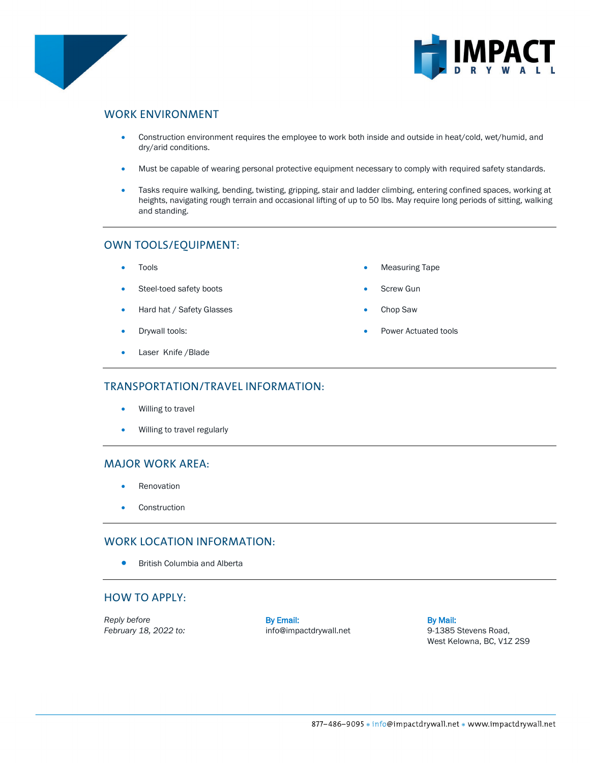## WORK ENVIRONMENT

- Construction environment requires the employee to work both inside and outside in heat/cold, wet/humid, and dry/arid conditions.
- Must be capable of wearing personal protective equipment necessary to comply with required safety standards.
- Tasks require walking, bending, twisting, gripping, stair and ladder climbing, entering confined spaces, working at heights, navigating rough terrain and occasional lifting of up to 50 lbs. May require long periods of sitting, walking and standing.

## OWN TOOLS/EQUIPMENT:

- Tools
- Steel-toed safety boots
- Hard hat / Safety Glasses
- Drywall tools:
- Laser Knife /Blade
- Measuring Tape
- Screw Gun
- Chop Saw
- Power Actuated tools

## TRANSPORTATION/TRAVEL INFORMATION:

- Willing to travel
- Willing to travel regularly

## MAJOR WORK AREA:

- Renovation
- Construction

## WORK LOCATION INFORMATION:

- British Columbia and Alberta

## HOW TO APPLY:

*Reply before February 18, 2022 to:*

**By Email:**
info@impactdrywall.net

**By Mail:**
9-1385 Stevens Road,
West Kelowna, BC, V1Z 2S9